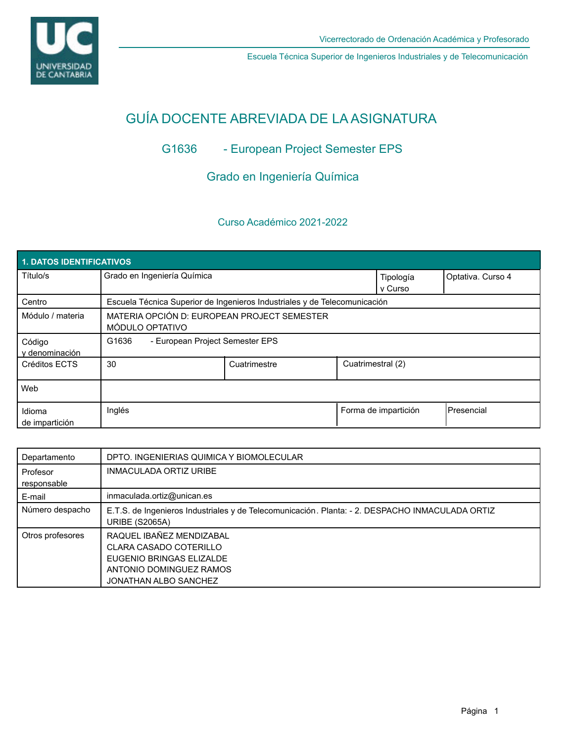Vicerrectorado de Ordenación Académica y Profesorado

Escuela Técnica Superior de Ingenieros Industriales y de Telecomunicación

# GUÍA DOCENTE ABREVIADA DE LA ASIGNATURA

## G1636 - European Project Semester EPS

## Grado en Ingeniería Química

### Curso Académico 2021-2022

| 1. DATOS IDENTIFICATIVOS | | | |
|---|---|---|---|
| Título/s | Grado en Ingeniería Química | Tipología y Curso | Optativa. Curso 4 |
| Centro | Escuela Técnica Superior de Ingenieros Industriales y de Telecomunicación | | |
| Módulo / materia | MATERIA OPCIÓN D: EUROPEAN PROJECT SEMESTER<br>MÓDULO OPTATIVO | | |
| Código y denominación | G1636 - European Project Semester EPS | | |
| Créditos ECTS | 30 | Cuatrimestre | Cuatrimestral (2) |
| Web | | | |
| Idioma de impartición | Inglés | Forma de impartición | Presencial |

| | |
|---|---|
| Departamento | DPTO. INGENIERIAS QUIMICA Y BIOMOLECULAR |
| Profesor responsable | INMACULADA ORTIZ URIBE |
| E-mail | inmaculada.ortiz@unican.es |
| Número despacho | E.T.S. de Ingenieros Industriales y de Telecomunicación. Planta: - 2. DESPACHO INMACULADA ORTIZ URIBE (S2065A) |
| Otros profesores | RAQUEL IBAÑEZ MENDIZABAL<br>CLARA CASADO COTERILLO<br>EUGENIO BRINGAS ELIZALDE<br>ANTONIO DOMINGUEZ RAMOS<br>JONATHAN ALBO SANCHEZ |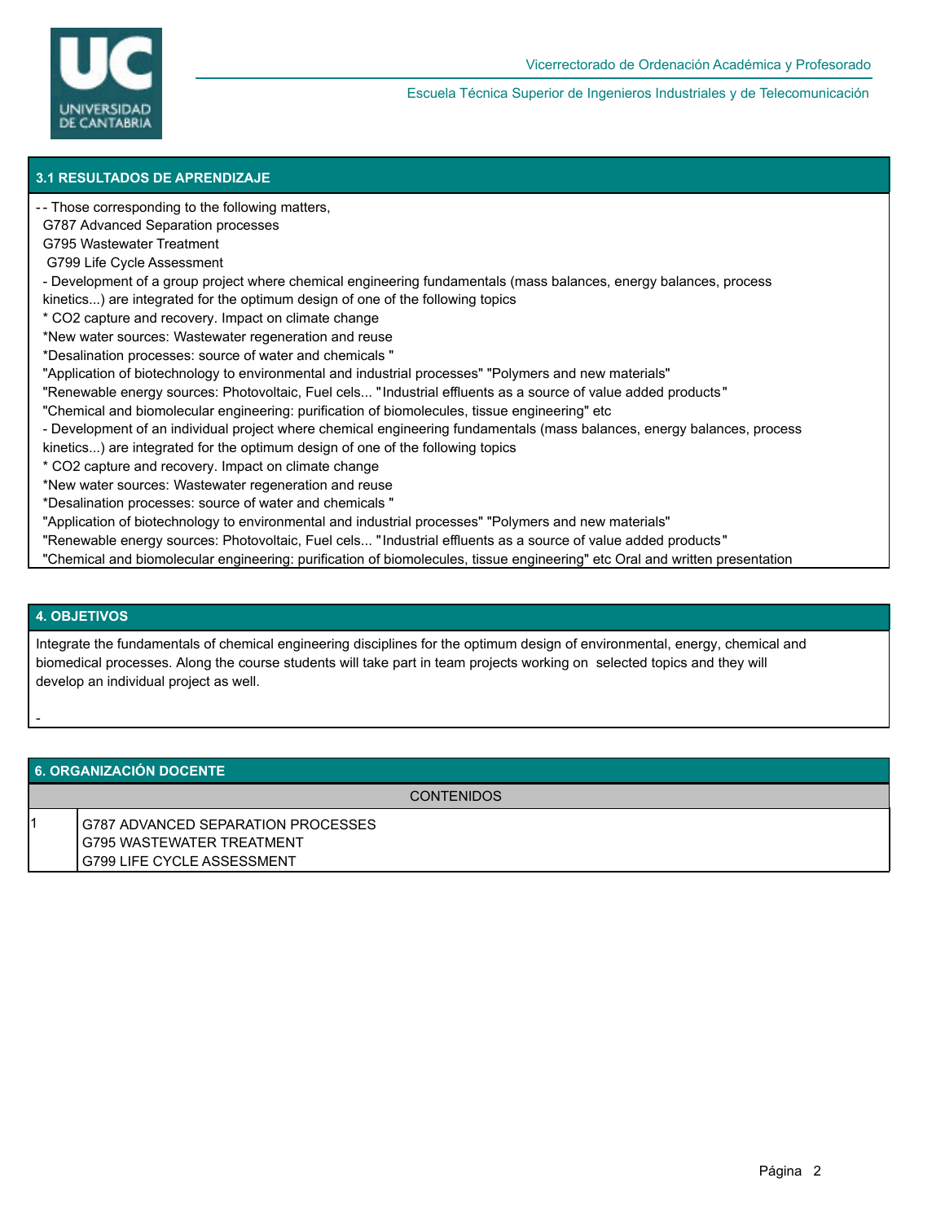## 3.1 RESULTADOS DE APRENDIZAJE

- - Those corresponding to the following matters,
  G787 Advanced Separation processes
  G795 Wastewater Treatment
  G799 Life Cycle Assessment
- Development of a group project where chemical engineering fundamentals (mass balances, energy balances, process kinetics...) are integrated for the optimum design of one of the following topics
  * $CO_2$ capture and recovery. Impact on climate change
  *New water sources: Wastewater regeneration and reuse
  *Desalination processes: source of water and chemicals "
  "Application of biotechnology to environmental and industrial processes" "Polymers and new materials"
  "Renewable energy sources: Photovoltaic, Fuel cels... "Industrial effluents as a source of value added products"
  "Chemical and biomolecular engineering: purification of biomolecules, tissue engineering" etc
- Development of an individual project where chemical engineering fundamentals (mass balances, energy balances, process kinetics...) are integrated for the optimum design of one of the following topics
  * $CO_2$ capture and recovery. Impact on climate change
  *New water sources: Wastewater regeneration and reuse
  *Desalination processes: source of water and chemicals "
  "Application of biotechnology to environmental and industrial processes" "Polymers and new materials"
  "Renewable energy sources: Photovoltaic, Fuel cels... "Industrial effluents as a source of value added products"
  "Chemical and biomolecular engineering: purification of biomolecules, tissue engineering" etc Oral and written presentation

## 4. OBJETIVOS

Integrate the fundamentals of chemical engineering disciplines for the optimum design of environmental, energy, chemical and biomedical processes. Along the course students will take part in team projects working on selected topics and they will develop an individual project as well.

-

## 6. ORGANIZACIÓN DOCENTE

| | CONTENIDOS |
|---|---|
| 1 | G787 ADVANCED SEPARATION PROCESSES<br>G795 WASTEWATER TREATMENT<br>G799 LIFE CYCLE ASSESSMENT |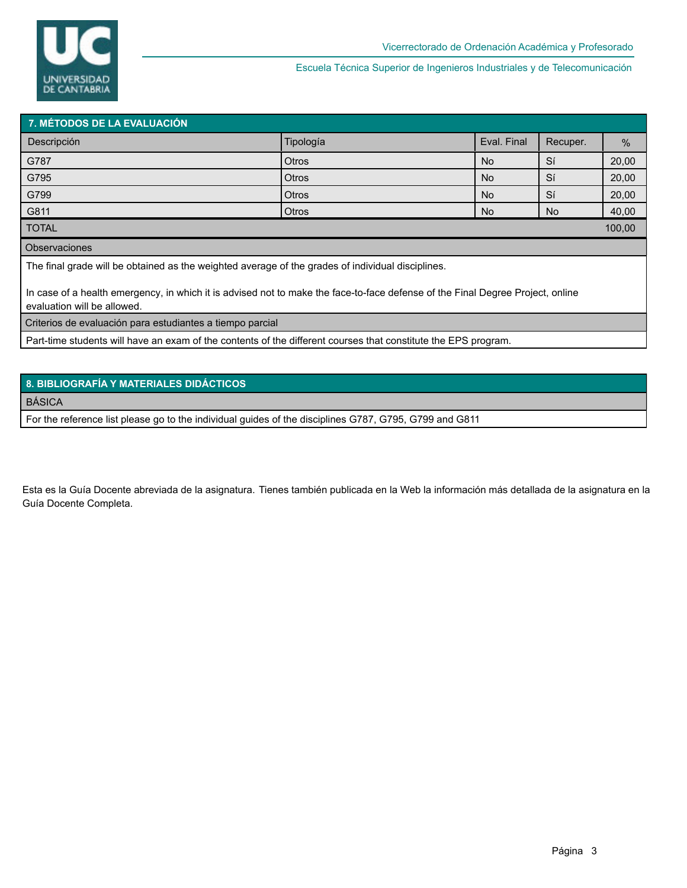## 7. MÉTODOS DE LA EVALUACIÓN

| Descripción | Tipología | Eval. Final | Recuper. | % |
|---|---|---|---|---|
| G787 | Otros | No | Sí | 20,00 |
| G795 | Otros | No | Sí | 20,00 |
| G799 | Otros | No | Sí | 20,00 |
| G811 | Otros | No | No | 40,00 |
| TOTAL | | | | 100,00 |

**Observaciones**

The final grade will be obtained as the weighted average of the grades of individual disciplines.

In case of a health emergency, in which it is advised not to make the face-to-face defense of the Final Degree Project, online evaluation will be allowed.

**Criterios de evaluación para estudiantes a tiempo parcial**

Part-time students will have an exam of the contents of the different courses that constitute the EPS program.

## 8. BIBLIOGRAFÍA Y MATERIALES DIDÁCTICOS

**BÁSICA**

For the reference list please go to the individual guides of the disciplines G787, G795, G799 and G811

Esta es la Guía Docente abreviada de la asignatura. Tienes también publicada en la Web la información más detallada de la asignatura en la Guía Docente Completa.